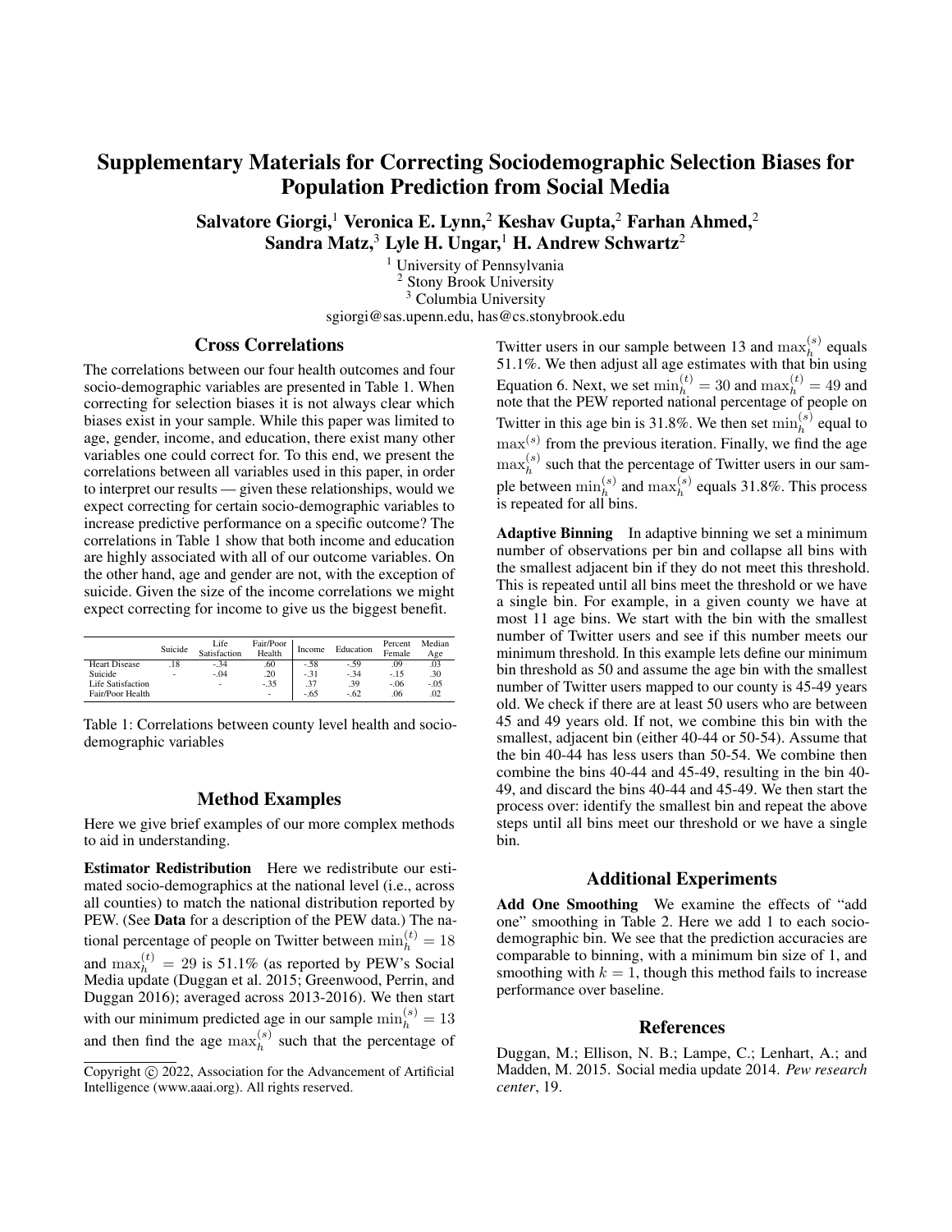# Supplementary Materials for Correcting Sociodemographic Selection Biases for Population Prediction from Social Media

**Salvatore Giorgi,[1] Veronica E. Lynn,[2] Keshav Gupta,[2] Farhan Ahmed,[2] Sandra Matz,[3] Lyle H. Ungar,[1] H. Andrew Schwartz[2]**

[1] University of Pennsylvania
[2] Stony Brook University
[3] Columbia University
sgiorgi@sas.upenn.edu, has@cs.stonybrook.edu

## Cross Correlations

The correlations between our four health outcomes and four socio-demographic variables are presented in Table 1. When correcting for selection biases it is not always clear which biases exist in your sample. While this paper was limited to age, gender, income, and education, there exist many other variables one could correct for. To this end, we present the correlations between all variables used in this paper, in order to interpret our results — given these relationships, would we expect correcting for certain socio-demographic variables to increase predictive performance on a specific outcome? The correlations in Table 1 show that both income and education are highly associated with all of our outcome variables. On the other hand, age and gender are not, with the exception of suicide. Given the size of the income correlations we might expect correcting for income to give us the biggest benefit.

| | Suicide | Life Satisfaction | Fair/Poor Health | Income | Education | Percent Female | Median Age |
|---|---|---|---|---|---|---|---|
| Heart Disease | .18 | -.34 | .60 | -.58 | -.59 | .09 | .03 |
| Suicide | - | -.04 | .20 | -.31 | -.34 | -.15 | .30 |
| Life Satisfaction | | - | -.35 | .37 | .39 | -.06 | -.05 |
| Fair/Poor Health | | | - | -.65 | -.62 | .06 | .02 |

Table 1: Correlations between county level health and socio-demographic variables

## Method Examples

Here we give brief examples of our more complex methods to aid in understanding.

**Estimator Redistribution** Here we redistribute our estimated socio-demographics at the national level (i.e., across all counties) to match the national distribution reported by PEW. (See **Data** for a description of the PEW data.) The national percentage of people on Twitter between $\min_h^{(t)} = 18$ and $\max_h^{(t)} = 29$ is 51.1% (as reported by PEW's Social Media update (Duggan et al. 2015; Greenwood, Perrin, and Duggan 2016); averaged across 2013-2016). We then start with our minimum predicted age in our sample $\min_h^{(s)} = 13$ and then find the age $\max_h^{(s)}$ such that the percentage of Twitter users in our sample between 13 and $\max_h^{(s)}$ equals 51.1%. We then adjust all age estimates with that bin using Equation 6. Next, we set $\min_h^{(t)} = 30$ and $\max_h^{(t)} = 49$ and note that the PEW reported national percentage of people on Twitter in this age bin is 31.8%. We then set $\min_h^{(s)}$ equal to $\max^{(s)}$ from the previous iteration. Finally, we find the age $\max_h^{(s)}$ such that the percentage of Twitter users in our sample between $\min_h^{(s)}$ and $\max_h^{(s)}$ equals 31.8%. This process is repeated for all bins.

**Adaptive Binning** In adaptive binning we set a minimum number of observations per bin and collapse all bins with the smallest adjacent bin if they do not meet this threshold. This is repeated until all bins meet the threshold or we have a single bin. For example, in a given county we have at most 11 age bins. We start with the bin with the smallest number of Twitter users and see if this number meets our minimum threshold. In this example lets define our minimum bin threshold as 50 and assume the age bin with the smallest number of Twitter users mapped to our county is 45-49 years old. We check if there are at least 50 users who are between 45 and 49 years old. If not, we combine this bin with the smallest, adjacent bin (either 40-44 or 50-54). Assume that the bin 40-44 has less users than 50-54. We combine then combine the bins 40-44 and 45-49, resulting in the bin 40-49, and discard the bins 40-44 and 45-49. We then start the process over: identify the smallest bin and repeat the above steps until all bins meet our threshold or we have a single bin.

## Additional Experiments

**Add One Smoothing** We examine the effects of "add one" smoothing in Table 2. Here we add 1 to each socio-demographic bin. We see that the prediction accuracies are comparable to binning, with a minimum bin size of 1, and smoothing with $k = 1$, though this method fails to increase performance over baseline.

## References

Duggan, M.; Ellison, N. B.; Lampe, C.; Lenhart, A.; and Madden, M. 2015. Social media update 2014. *Pew research center*, 19.

Copyright © 2022, Association for the Advancement of Artificial Intelligence (www.aaai.org). All rights reserved.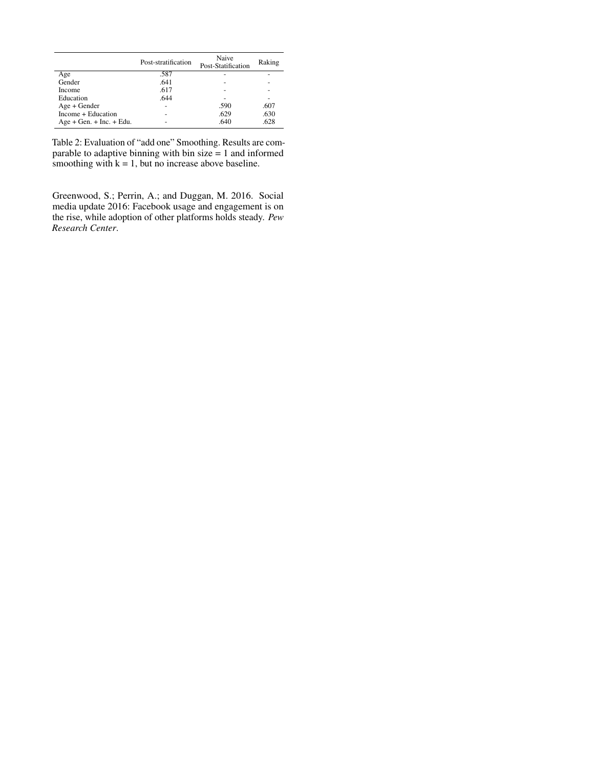| | Post-stratification | Naive Post-Statification | Raking |
|---|---|---|---|
| Age | .587 | - | - |
| Gender | .641 | - | - |
| Income | .617 | - | - |
| Education | .644 | - | - |
| Age + Gender | - | .590 | .607 |
| Income + Education | - | .629 | .630 |
| Age + Gen. + Inc. + Edu. | - | .640 | .628 |

Table 2: Evaluation of "add one" Smoothing. Results are comparable to adaptive binning with bin size = 1 and informed smoothing with k = 1, but no increase above baseline.

Greenwood, S.; Perrin, A.; and Duggan, M. 2016. Social media update 2016: Facebook usage and engagement is on the rise, while adoption of other platforms holds steady. *Pew Research Center*.